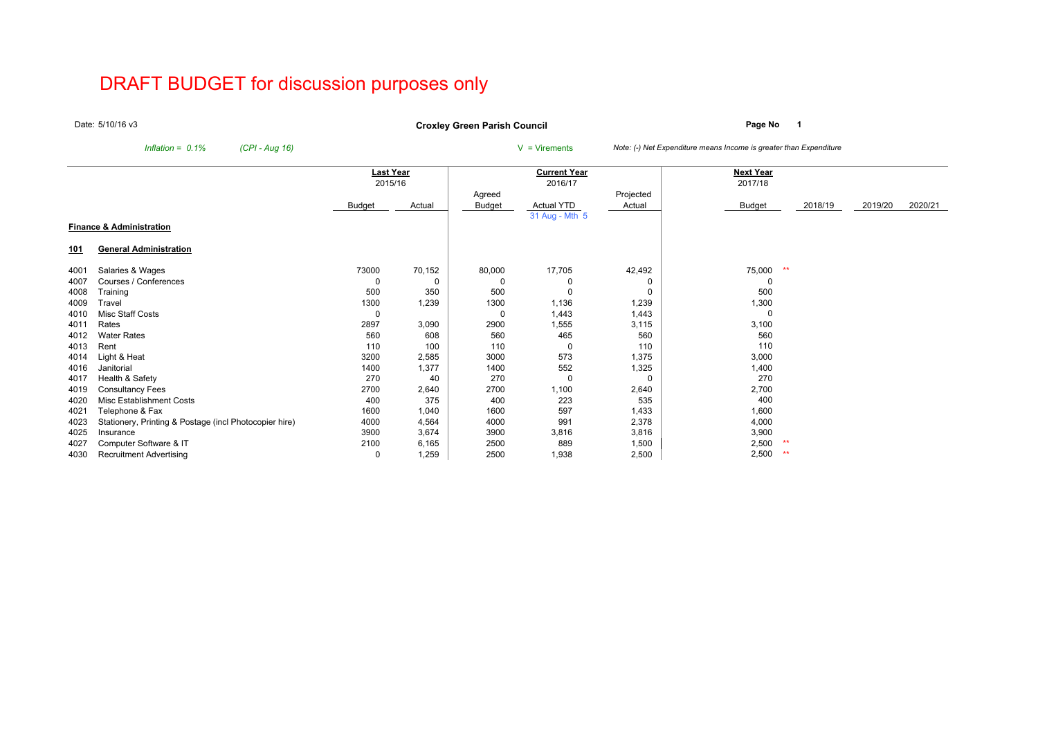# DRAFT BUDGET for discussion purposes only

Date: 5/10/16 v3

**Croxley Green Parish Council**

**Page No 1**

*Inflation = 0.1%* *(CPI - Aug 16)*

V = Virements

*Note: (-) Net Expenditure means Income is greater than Expenditure*

| | | **Last Year** 2015/16 | | **Current Year** 2016/17 | | | **Next Year** 2017/18 | | | | |
|---|---|---|---|---|---|---|---|---|---|---|---|
| | | Budget | Actual | Agreed Budget | Actual YTD 31 Aug - Mth 5 | Projected Actual | Budget | | 2018/19 | 2019/20 | 2020/21 |
| **Finance & Administration** | | | | | | | | | | | |
| **101** | **General Administration** | | | | | | | | | | |
| 4001 | Salaries & Wages | 73000 | 70,152 | 80,000 | 17,705 | 42,492 | 75,000 | ** | | | |
| 4007 | Courses / Conferences | 0 | 0 | 0 | 0 | 0 | 0 | | | | |
| 4008 | Training | 500 | 350 | 500 | 0 | 0 | 500 | | | | |
| 4009 | Travel | 1300 | 1,239 | 1300 | 1,136 | 1,239 | 1,300 | | | | |
| 4010 | Misc Staff Costs | 0 | | 0 | 1,443 | 1,443 | 0 | | | | |
| 4011 | Rates | 2897 | 3,090 | 2900 | 1,555 | 3,115 | 3,100 | | | | |
| 4012 | Water Rates | 560 | 608 | 560 | 465 | 560 | 560 | | | | |
| 4013 | Rent | 110 | 100 | 110 | 0 | 110 | 110 | | | | |
| 4014 | Light & Heat | 3200 | 2,585 | 3000 | 573 | 1,375 | 3,000 | | | | |
| 4016 | Janitorial | 1400 | 1,377 | 1400 | 552 | 1,325 | 1,400 | | | | |
| 4017 | Health & Safety | 270 | 40 | 270 | 0 | 0 | 270 | | | | |
| 4019 | Consultancy Fees | 2700 | 2,640 | 2700 | 1,100 | 2,640 | 2,700 | | | | |
| 4020 | Misc Establishment Costs | 400 | 375 | 400 | 223 | 535 | 400 | | | | |
| 4021 | Telephone & Fax | 1600 | 1,040 | 1600 | 597 | 1,433 | 1,600 | | | | |
| 4023 | Stationery, Printing & Postage (incl Photocopier hire) | 4000 | 4,564 | 4000 | 991 | 2,378 | 4,000 | | | | |
| 4025 | Insurance | 3900 | 3,674 | 3900 | 3,816 | 3,816 | 3,900 | | | | |
| 4027 | Computer Software & IT | 2100 | 6,165 | 2500 | 889 | 1,500 | 2,500 | ** | | | |
| 4030 | Recruitment Advertising | 0 | 1,259 | 2500 | 1,938 | 2,500 | 2,500 | ** | | | |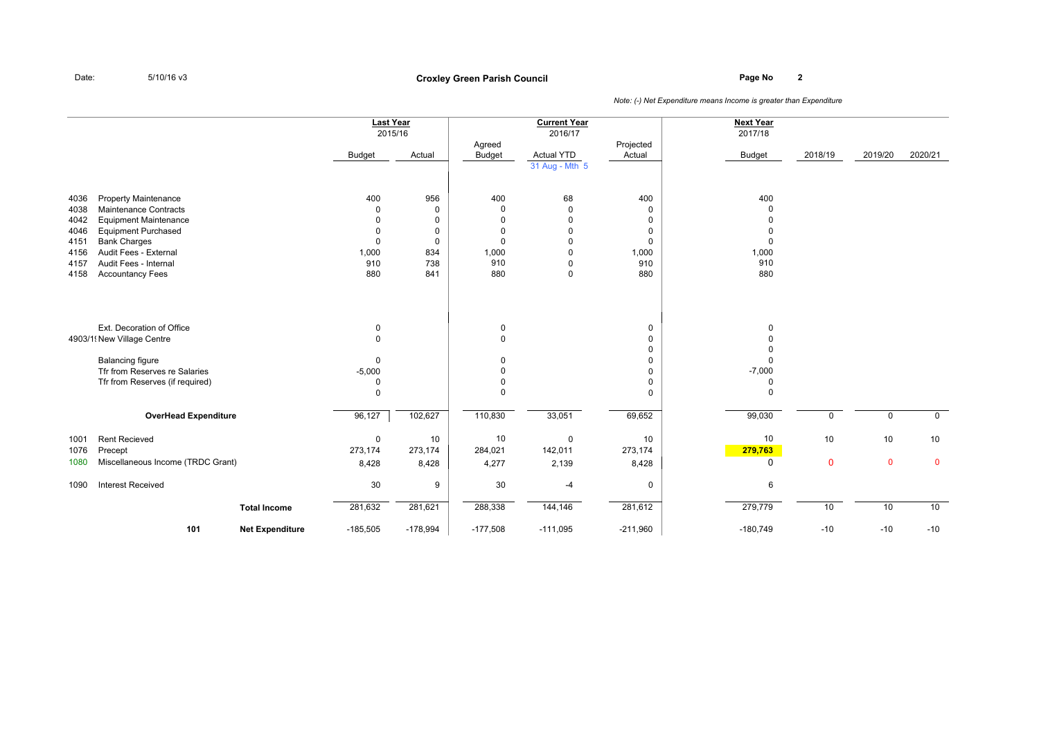Date: 5/10/16 v3

# Croxley Green Parish Council

*Note: (-) Net Expenditure means Income is greater than Expenditure*

| | | Last Year 2015/16 Budget | Last Year 2015/16 Actual | Current Year 2016/17 Agreed Budget | Current Year 2016/17 Actual YTD 31 Aug - Mth 5 | Current Year 2016/17 Projected Actual | Next Year 2017/18 Budget | 2018/19 | 2019/20 | 2020/21 |
|---|---|---|---|---|---|---|---|---|---|---|
| 4036 | Property Maintenance | 400 | 956 | 400 | 68 | 400 | 400 | | | |
| 4038 | Maintenance Contracts | 0 | 0 | 0 | 0 | 0 | 0 | | | |
| 4042 | Equipment Maintenance | 0 | 0 | 0 | 0 | 0 | 0 | | | |
| 4046 | Equipment Purchased | 0 | 0 | 0 | 0 | 0 | 0 | | | |
| 4151 | Bank Charges | 0 | 0 | 0 | 0 | 0 | 0 | | | |
| 4156 | Audit Fees - External | 1,000 | 834 | 1,000 | 0 | 1,000 | 1,000 | | | |
| 4157 | Audit Fees - Internal | 910 | 738 | 910 | 0 | 910 | 910 | | | |
| 4158 | Accountancy Fees | 880 | 841 | 880 | 0 | 880 | 880 | | | |
| | Ext. Decoration of Office | 0 | | 0 | | 0 | 0 | | | |
| 4903/1! | New Village Centre | 0 | | 0 | | 0 | 0 | | | |
| | | | | | | 0 | 0 | | | |
| | Balancing figure | 0 | | 0 | | 0 | 0 | | | |
| | Tfr from Reserves re Salaries | -5,000 | | 0 | | 0 | -7,000 | | | |
| | Tfr from Reserves (if required) | 0 | | 0 | | 0 | 0 | | | |
| | | 0 | | 0 | | 0 | 0 | | | |
| | **OverHead Expenditure** | 96,127 | 102,627 | 110,830 | 33,051 | 69,652 | 99,030 | 0 | 0 | 0 |
| 1001 | Rent Recieved | 0 | 10 | 10 | 0 | 10 | 10 | 10 | 10 | 10 |
| 1076 | Precept | 273,174 | 273,174 | 284,021 | 142,011 | 273,174 | 279,763 | | | |
| 1080 | Miscellaneous Income (TRDC Grant) | 8,428 | 8,428 | 4,277 | 2,139 | 8,428 | 0 | 0 | 0 | 0 |
| 1090 | Interest Received | 30 | 9 | 30 | -4 | 0 | 6 | | | |
| | **Total Income** | 281,632 | 281,621 | 288,338 | 144,146 | 281,612 | 279,779 | 10 | 10 | 10 |
| **101** | **Net Expenditure** | -185,505 | -178,994 | -177,508 | -111,095 | -211,960 | -180,749 | -10 | -10 | -10 |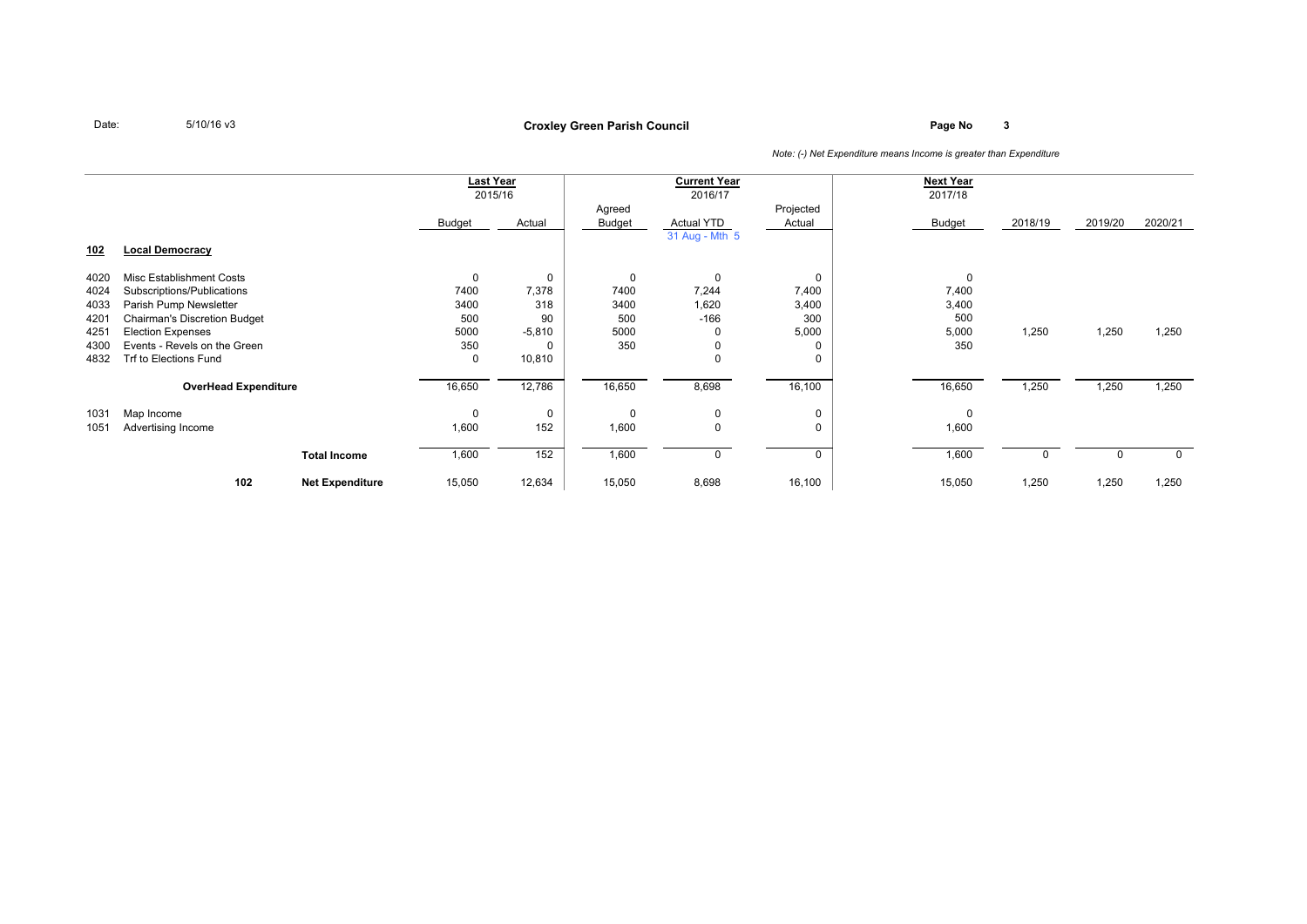Date: 5/10/16 v3

**Croxley Green Parish Council**

*Note: (-) Net Expenditure means Income is greater than Expenditure*

| | | Last Year 2015/16 | | Current Year 2016/17 | | | Next Year 2017/18 | | | |
|---|---|---|---|---|---|---|---|---|---|---|
| | | Budget | Actual | Agreed Budget | Actual YTD 31 Aug - Mth 5 | Projected Actual | Budget | 2018/19 | 2019/20 | 2020/21 |
| **102** | **Local Democracy** | | | | | | | | | |
| 4020 | Misc Establishment Costs | 0 | 0 | 0 | 0 | 0 | 0 | | | |
| 4024 | Subscriptions/Publications | 7400 | 7,378 | 7400 | 7,244 | 7,400 | 7,400 | | | |
| 4033 | Parish Pump Newsletter | 3400 | 318 | 3400 | 1,620 | 3,400 | 3,400 | | | |
| 4201 | Chairman's Discretion Budget | 500 | 90 | 500 | -166 | 300 | 500 | | | |
| 4251 | Election Expenses | 5000 | -5,810 | 5000 | 0 | 5,000 | 5,000 | 1,250 | 1,250 | 1,250 |
| 4300 | Events - Revels on the Green | 350 | 0 | 350 | 0 | 0 | 350 | | | |
| 4832 | Trf to Elections Fund | 0 | 10,810 | | 0 | 0 | | | | |
| | **OverHead Expenditure** | 16,650 | 12,786 | 16,650 | 8,698 | 16,100 | 16,650 | 1,250 | 1,250 | 1,250 |
| 1031 | Map Income | 0 | 0 | 0 | 0 | 0 | 0 | | | |
| 1051 | Advertising Income | 1,600 | 152 | 1,600 | 0 | 0 | 1,600 | | | |
| | **Total Income** | 1,600 | 152 | 1,600 | 0 | 0 | 1,600 | 0 | 0 | 0 |
| 102 | **Net Expenditure** | 15,050 | 12,634 | 15,050 | 8,698 | 16,100 | 15,050 | 1,250 | 1,250 | 1,250 |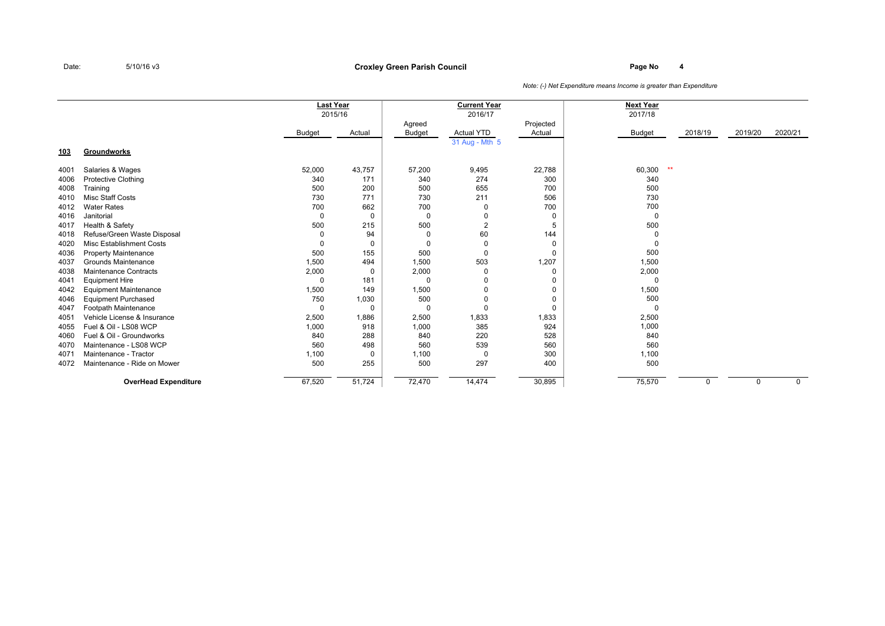Date: 5/10/16 v3

**Croxley Green Parish Council**

*Note: (-) Net Expenditure means Income is greater than Expenditure*

| | | Last Year 2015/16 | | Current Year 2016/17 | | | Next Year 2017/18 | | | |
|---|---|---|---|---|---|---|---|---|---|---|
| | | Budget | Actual | Agreed Budget | Actual YTD 31 Aug - Mth 5 | Projected Actual | Budget | 2018/19 | 2019/20 | 2020/21 |
| **103** | **Groundworks** | | | | | | | | | |
| 4001 | Salaries & Wages | 52,000 | 43,757 | 57,200 | 9,495 | 22,788 | 60,300 ** | | | |
| 4006 | Protective Clothing | 340 | 171 | 340 | 274 | 300 | 340 | | | |
| 4008 | Training | 500 | 200 | 500 | 655 | 700 | 500 | | | |
| 4010 | Misc Staff Costs | 730 | 771 | 730 | 211 | 506 | 730 | | | |
| 4012 | Water Rates | 700 | 662 | 700 | 0 | 700 | 700 | | | |
| 4016 | Janitorial | 0 | 0 | 0 | 0 | 0 | 0 | | | |
| 4017 | Health & Safety | 500 | 215 | 500 | 2 | 5 | 500 | | | |
| 4018 | Refuse/Green Waste Disposal | 0 | 94 | 0 | 60 | 144 | 0 | | | |
| 4020 | Misc Establishment Costs | 0 | 0 | 0 | 0 | 0 | 0 | | | |
| 4036 | Property Maintenance | 500 | 155 | 500 | 0 | 0 | 500 | | | |
| 4037 | Grounds Maintenance | 1,500 | 494 | 1,500 | 503 | 1,207 | 1,500 | | | |
| 4038 | Maintenance Contracts | 2,000 | 0 | 2,000 | 0 | 0 | 2,000 | | | |
| 4041 | Equipment Hire | 0 | 181 | 0 | 0 | 0 | 0 | | | |
| 4042 | Equipment Maintenance | 1,500 | 149 | 1,500 | 0 | 0 | 1,500 | | | |
| 4046 | Equipment Purchased | 750 | 1,030 | 500 | 0 | 0 | 500 | | | |
| 4047 | Footpath Maintenance | 0 | 0 | 0 | 0 | 0 | 0 | | | |
| 4051 | Vehicle License & Insurance | 2,500 | 1,886 | 2,500 | 1,833 | 1,833 | 2,500 | | | |
| 4055 | Fuel & Oil - LS08 WCP | 1,000 | 918 | 1,000 | 385 | 924 | 1,000 | | | |
| 4060 | Fuel & Oil - Groundworks | 840 | 288 | 840 | 220 | 528 | 840 | | | |
| 4070 | Maintenance - LS08 WCP | 560 | 498 | 560 | 539 | 560 | 560 | | | |
| 4071 | Maintenance - Tractor | 1,100 | 0 | 1,100 | 0 | 300 | 1,100 | | | |
| 4072 | Maintenance - Ride on Mower | 500 | 255 | 500 | 297 | 400 | 500 | | | |
| | **OverHead Expenditure** | 67,520 | 51,724 | 72,470 | 14,474 | 30,895 | 75,570 | 0 | 0 | 0 |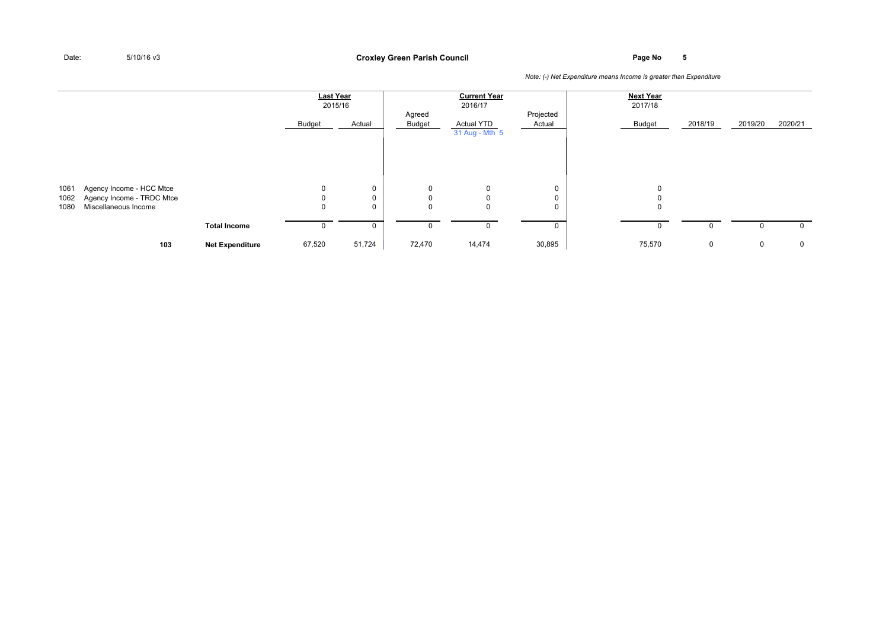Date: 5/10/16 v3

**Croxley Green Parish Council**

*Note: (-) Net Expenditure means Income is greater than Expenditure*

| | | | Last Year 2015/16 | | Current Year 2016/17 | | | Next Year 2017/18 | | | |
|---|---|---|---|---|---|---|---|---|---|---|---|
| | | | Budget | Actual | Agreed Budget | Actual YTD 31 Aug - Mth 5 | Projected Actual | Budget | 2018/19 | 2019/20 | 2020/21 |
| 1061 | Agency Income - HCC Mtce | | 0 | 0 | 0 | 0 | 0 | 0 | | | |
| 1062 | Agency Income - TRDC Mtce | | 0 | 0 | 0 | 0 | 0 | 0 | | | |
| 1080 | Miscellaneous Income | | 0 | 0 | 0 | 0 | 0 | 0 | | | |
| | | **Total Income** | 0 | 0 | 0 | 0 | 0 | 0 | 0 | 0 | 0 |
| | **103** | **Net Expenditure** | 67,520 | 51,724 | 72,470 | 14,474 | 30,895 | 75,570 | 0 | 0 | 0 |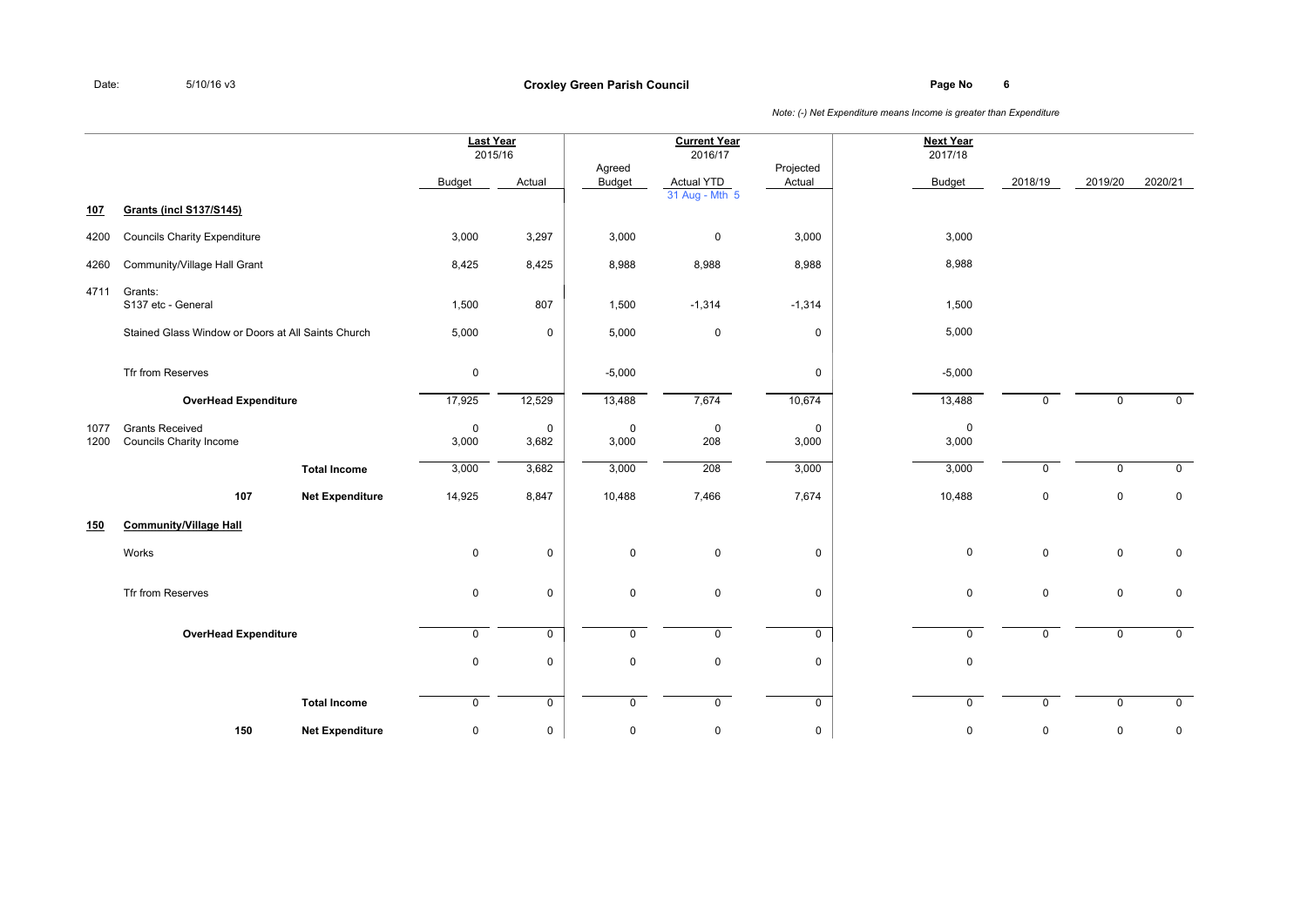Date: 5/10/16 v3

**Croxley Green Parish Council**

*Note: (-) Net Expenditure means Income is greater than Expenditure*

| | | | Last Year 2015/16 | | Current Year 2016/17 | | | Next Year 2017/18 | | | |
|---|---|---|---|---|---|---|---|---|---|---|---|
| | | | Budget | Actual | Agreed Budget | Actual YTD 31 Aug - Mth 5 | Projected Actual | Budget | 2018/19 | 2019/20 | 2020/21 |
| **107** | **Grants (incl S137/S145)** | | | | | | | | | | |
| 4200 | Councils Charity Expenditure | | 3,000 | 3,297 | 3,000 | 0 | 3,000 | 3,000 | | | |
| 4260 | Community/Village Hall Grant | | 8,425 | 8,425 | 8,988 | 8,988 | 8,988 | 8,988 | | | |
| 4711 | Grants: S137 etc - General | | 1,500 | 807 | 1,500 | -1,314 | -1,314 | 1,500 | | | |
| | Stained Glass Window or Doors at All Saints Church | | 5,000 | 0 | 5,000 | 0 | 0 | 5,000 | | | |
| | Tfr from Reserves | | 0 | | -5,000 | | 0 | -5,000 | | | |
| | **OverHead Expenditure** | | 17,925 | 12,529 | 13,488 | 7,674 | 10,674 | 13,488 | 0 | 0 | 0 |
| 1077 | Grants Received | | 0 | 0 | 0 | 0 | 0 | 0 | | | |
| 1200 | Councils Charity Income | | 3,000 | 3,682 | 3,000 | 208 | 3,000 | 3,000 | | | |
| | | **Total Income** | 3,000 | 3,682 | 3,000 | 208 | 3,000 | 3,000 | 0 | 0 | 0 |
| | **107** | **Net Expenditure** | 14,925 | 8,847 | 10,488 | 7,466 | 7,674 | 10,488 | 0 | 0 | 0 |
| **150** | **Community/Village Hall** | | | | | | | | | | |
| | Works | | 0 | 0 | 0 | 0 | 0 | 0 | 0 | 0 | 0 |
| | Tfr from Reserves | | 0 | 0 | 0 | 0 | 0 | 0 | 0 | 0 | 0 |
| | **OverHead Expenditure** | | 0 | 0 | 0 | 0 | 0 | 0 | 0 | 0 | 0 |
| | | | 0 | 0 | 0 | 0 | 0 | 0 | | | |
| | | **Total Income** | 0 | 0 | 0 | 0 | 0 | 0 | 0 | 0 | 0 |
| | **150** | **Net Expenditure** | 0 | 0 | 0 | 0 | 0 | 0 | 0 | 0 | 0 |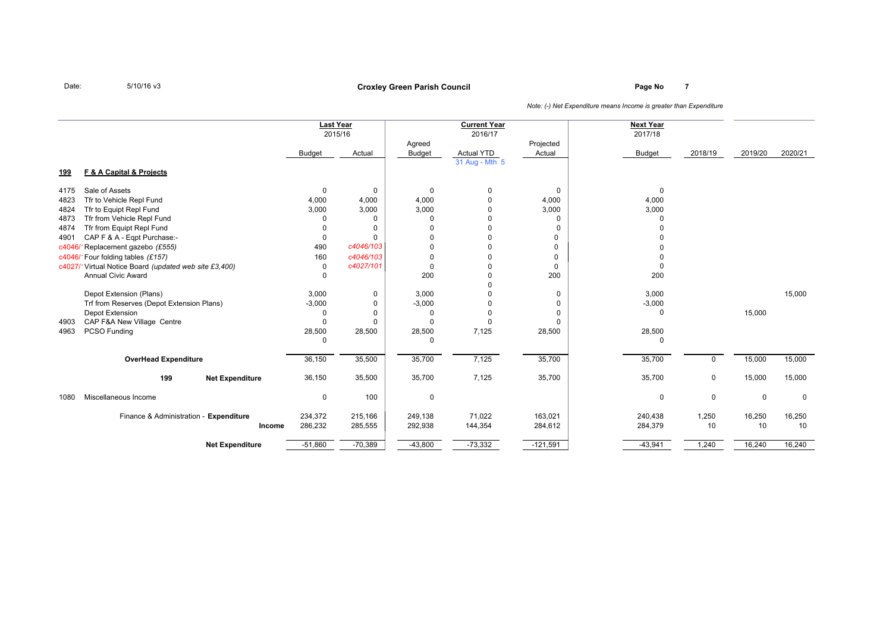Date: 5/10/16 v3

**Croxley Green Parish Council**

*Note: (-) Net Expenditure means Income is greater than Expenditure*

| | | Last Year 2015/16 | | Current Year 2016/17 | | | Next Year 2017/18 | | | |
|---|---|---|---|---|---|---|---|---|---|---|
| | | Budget | Actual | Agreed Budget | Actual YTD 31 Aug - Mth 5 | Projected Actual | Budget | 2018/19 | 2019/20 | 2020/21 |
| **199** | **F & A Capital & Projects** | | | | | | | | | |
| 4175 | Sale of Assets | 0 | 0 | 0 | 0 | 0 | 0 | | | |
| 4823 | Tfr to Vehicle Repl Fund | 4,000 | 4,000 | 4,000 | 0 | 4,000 | 4,000 | | | |
| 4824 | Tfr to Equipt Repl Fund | 3,000 | 3,000 | 3,000 | 0 | 3,000 | 3,000 | | | |
| 4873 | Tfr from Vehicle Repl Fund | 0 | 0 | 0 | 0 | 0 | 0 | | | |
| 4874 | Tfr from Equipt Repl Fund | 0 | 0 | 0 | 0 | 0 | 0 | | | |
| 4901 | CAP F & A - Eqpt Purchase:- | 0 | 0 | 0 | 0 | 0 | 0 | | | |
| c4046/ | Replacement gazebo *(£555)* | 490 | *c4046/103* | 0 | 0 | 0 | 0 | | | |
| c4046/ | Four folding tables *(£157)* | 160 | *c4046/103* | 0 | 0 | 0 | 0 | | | |
| c4027/ | Virtual Notice Board *(updated web site £3,400)* | 0 | *c4027/101* | 0 | 0 | 0 | 0 | | | |
| | Annual Civic Award | 0 | | 200 | 0 | 200 | 200 | | | |
| | | | | | 0 | | | | | |
| | Depot Extension (Plans) | 3,000 | 0 | 3,000 | 0 | 0 | 3,000 | | | 15,000 |
| | Trf from Reserves (Depot Extension Plans) | -3,000 | 0 | -3,000 | 0 | 0 | -3,000 | | | |
| | Depot Extension | 0 | 0 | 0 | 0 | 0 | 0 | | 15,000 | |
| 4903 | CAP F&A New Village Centre | 0 | 0 | 0 | 0 | 0 | | | | |
| 4963 | PCSO Funding | 28,500 | 28,500 | 28,500 | 7,125 | 28,500 | 28,500 | | | |
| | | 0 | | 0 | | | 0 | | | |
| | **OverHead Expenditure** | 36,150 | 35,500 | 35,700 | 7,125 | 35,700 | 35,700 | 0 | 15,000 | 15,000 |
| | **199 Net Expenditure** | 36,150 | 35,500 | 35,700 | 7,125 | 35,700 | 35,700 | 0 | 15,000 | 15,000 |
| 1080 | Miscellaneous Income | 0 | 100 | 0 | | | 0 | 0 | 0 | 0 |
| | Finance & Administration - **Expenditure** | 234,372 | 215,166 | 249,138 | 71,022 | 163,021 | 240,438 | 1,250 | 16,250 | 16,250 |
| | **Income** | 286,232 | 285,555 | 292,938 | 144,354 | 284,612 | 284,379 | 10 | 10 | 10 |
| | **Net Expenditure** | -51,860 | -70,389 | -43,800 | -73,332 | -121,591 | -43,941 | 1,240 | 16,240 | 16,240 |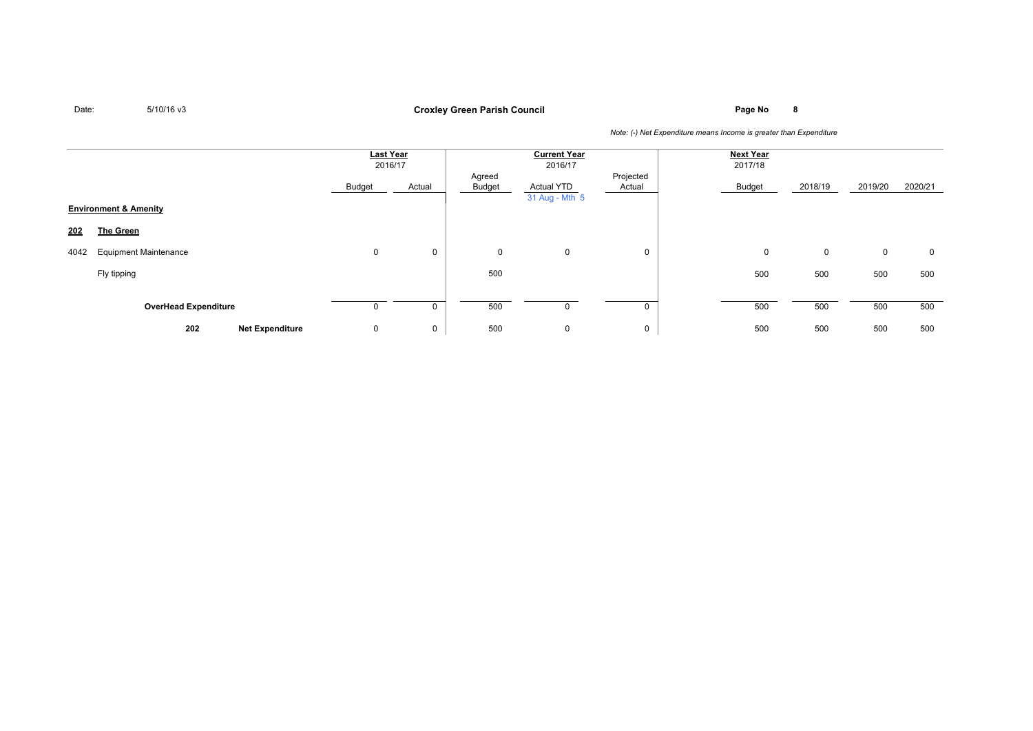**Croxley Green Parish Council**

Date: 5/10/16 v3

*Note: (-) Net Expenditure means Income is greater than Expenditure*

| | | Last Year 2016/17 | | Current Year 2016/17 | | | Next Year 2017/18 | | | |
|---|---|---|---|---|---|---|---|---|---|---|
| | | Budget | Actual | Agreed Budget | Actual YTD 31 Aug - Mth 5 | Projected Actual | Budget | 2018/19 | 2019/20 | 2020/21 |
| **Environment & Amenity** | | | | | | | | | | |
| **202** | **The Green** | | | | | | | | | |
| 4042 | Equipment Maintenance | 0 | 0 | 0 | 0 | 0 | 0 | 0 | 0 | 0 |
| | Fly tipping | | | 500 | | | 500 | 500 | 500 | 500 |
| | **OverHead Expenditure** | 0 | 0 | 500 | 0 | 0 | 500 | 500 | 500 | 500 |
| **202** | **Net Expenditure** | 0 | 0 | 500 | 0 | 0 | 500 | 500 | 500 | 500 |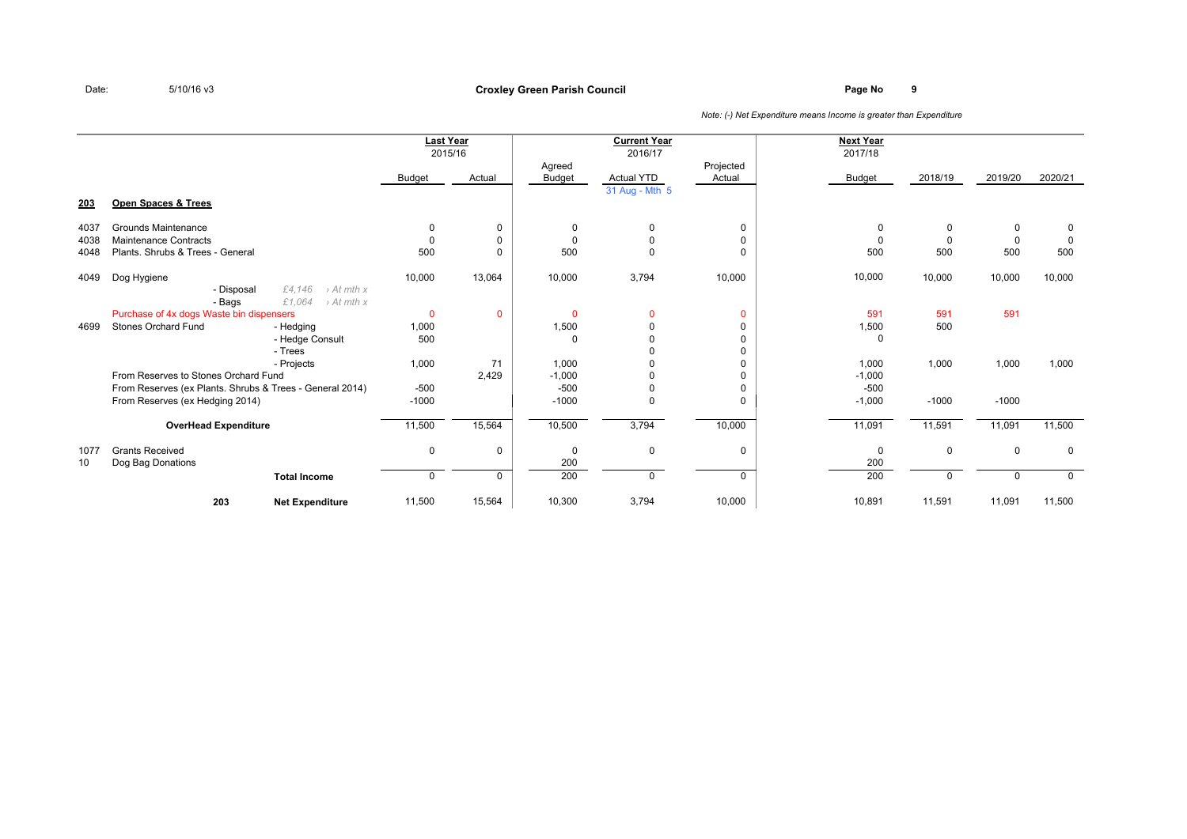Date: 5/10/16 v3

**Croxley Green Parish Council**

*Note: (-) Net Expenditure means Income is greater than Expenditure*

| | | | Last Year 2015/16 | | Current Year 2016/17 | | | Next Year 2017/18 | | | |
|---|---|---|---|---|---|---|---|---|---|---|---|
| | | | Budget | Actual | Agreed Budget | Actual YTD 31 Aug - Mth 5 | Projected Actual | Budget | 2018/19 | 2019/20 | 2020/21 |
| **203** | **Open Spaces & Trees** | | | | | | | | | | |
| 4037 | Grounds Maintenance | | 0 | 0 | 0 | 0 | 0 | 0 | 0 | 0 | 0 |
| 4038 | Maintenance Contracts | | 0 | 0 | 0 | 0 | 0 | 0 | 0 | 0 | 0 |
| 4048 | Plants. Shrubs & Trees - General | | 500 | 0 | 500 | 0 | 0 | 500 | 500 | 500 | 500 |
| 4049 | Dog Hygiene | | 10,000 | 13,064 | 10,000 | 3,794 | 10,000 | 10,000 | 10,000 | 10,000 | 10,000 |
| | - Disposal | *£4,146 › At mth x* | | | | | | | | | |
| | - Bags | *£1,064 › At mth x* | | | | | | | | | |
| | Purchase of 4x dogs Waste bin dispensers | | 0 | 0 | 0 | 0 | 0 | 591 | 591 | 591 | |
| 4699 | Stones Orchard Fund | - Hedging | 1,000 | | 1,500 | 0 | 0 | 1,500 | 500 | | |
| | | - Hedge Consult | 500 | | 0 | 0 | 0 | 0 | | | |
| | | - Trees | | | | 0 | 0 | | | | |
| | | - Projects | 1,000 | 71 | 1,000 | 0 | 0 | 1,000 | 1,000 | 1,000 | 1,000 |
| | From Reserves to Stones Orchard Fund | | | 2,429 | -1,000 | 0 | 0 | -1,000 | | | |
| | From Reserves (ex Plants. Shrubs & Trees - General 2014) | | -500 | | -500 | 0 | 0 | -500 | | | |
| | From Reserves (ex Hedging 2014) | | -1000 | | -1000 | 0 | 0 | -1,000 | -1000 | -1000 | |
| | **OverHead Expenditure** | | 11,500 | 15,564 | 10,500 | 3,794 | 10,000 | 11,091 | 11,591 | 11,091 | 11,500 |
| 1077 | Grants Received | | 0 | 0 | 0 | 0 | 0 | 0 | 0 | 0 | 0 |
| 10 | Dog Bag Donations | | | | 200 | | | 200 | | | |
| | | **Total Income** | 0 | 0 | 200 | 0 | 0 | 200 | 0 | 0 | 0 |
| | 203 | **Net Expenditure** | 11,500 | 15,564 | 10,300 | 3,794 | 10,000 | 10,891 | 11,591 | 11,091 | 11,500 |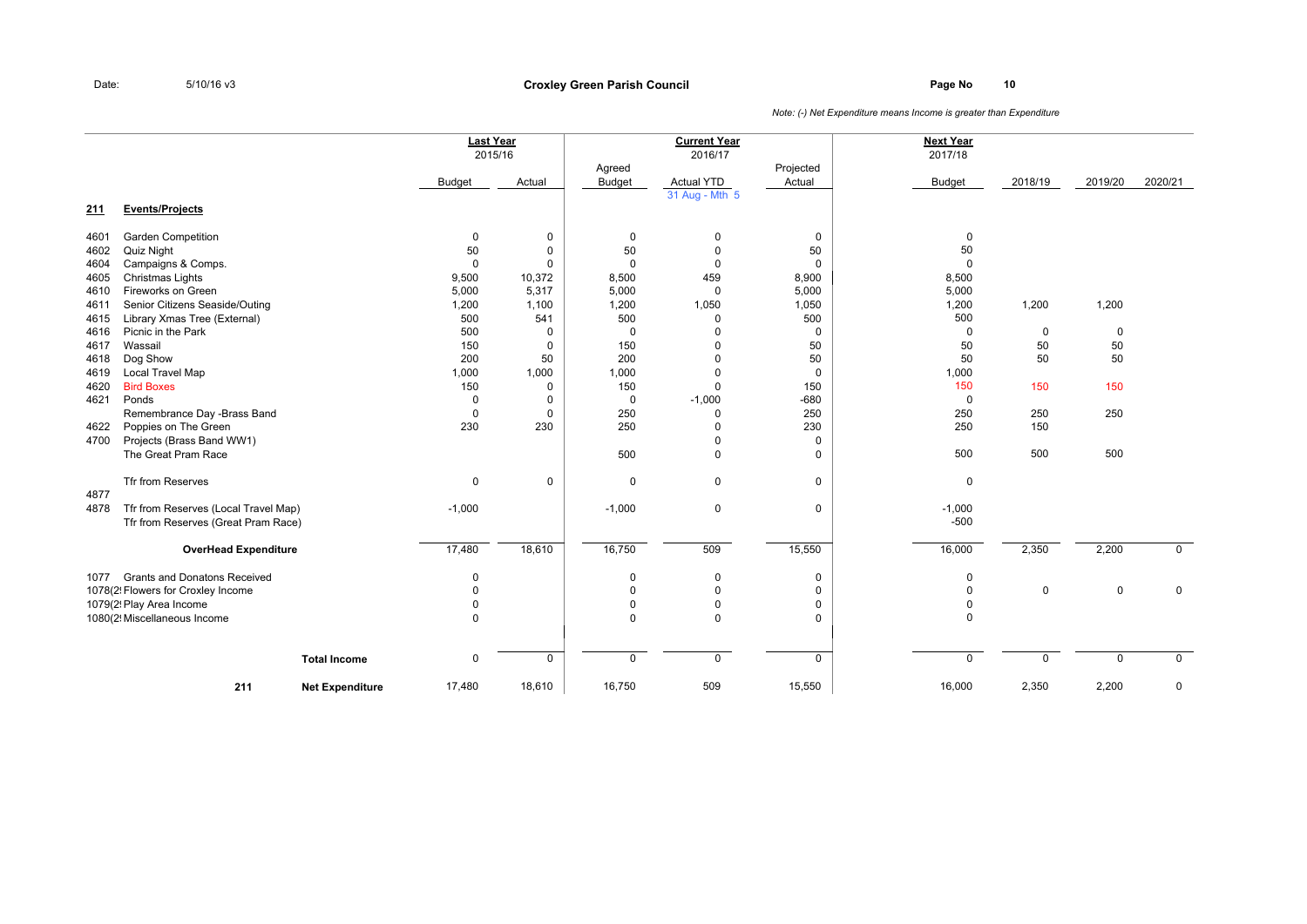Date: 5/10/16 v3

**Croxley Green Parish Council**

Page No 10

*Note: (-) Net Expenditure means Income is greater than Expenditure*

| | | Last Year 2015/16 | | Current Year 2016/17 | | | Next Year 2017/18 | | | |
|---|---|---|---|---|---|---|---|---|---|---|
| | | Budget | Actual | Agreed Budget | Actual YTD 31 Aug - Mth 5 | Projected Actual | Budget | 2018/19 | 2019/20 | 2020/21 |
| **211** | **Events/Projects** | | | | | | | | | |
| 4601 | Garden Competition | 0 | 0 | 0 | 0 | 0 | 0 | | | |
| 4602 | Quiz Night | 50 | 0 | 50 | 0 | 50 | 50 | | | |
| 4604 | Campaigns & Comps. | 0 | 0 | 0 | 0 | 0 | 0 | | | |
| 4605 | Christmas Lights | 9,500 | 10,372 | 8,500 | 459 | 8,900 | 8,500 | | | |
| 4610 | Fireworks on Green | 5,000 | 5,317 | 5,000 | 0 | 5,000 | 5,000 | | | |
| 4611 | Senior Citizens Seaside/Outing | 1,200 | 1,100 | 1,200 | 1,050 | 1,050 | 1,200 | 1,200 | 1,200 | |
| 4615 | Library Xmas Tree (External) | 500 | 541 | 500 | 0 | 500 | 500 | | | |
| 4616 | Picnic in the Park | 500 | 0 | 0 | 0 | 0 | 0 | 0 | 0 | |
| 4617 | Wassail | 150 | 0 | 150 | 0 | 50 | 50 | 50 | 50 | |
| 4618 | Dog Show | 200 | 50 | 200 | 0 | 50 | 50 | 50 | 50 | |
| 4619 | Local Travel Map | 1,000 | 1,000 | 1,000 | 0 | 0 | 1,000 | | | |
| 4620 | Bird Boxes | 150 | 0 | 150 | 0 | 150 | 150 | 150 | 150 | |
| 4621 | Ponds | 0 | 0 | 0 | -1,000 | -680 | 0 | | | |
| | Remembrance Day -Brass Band | 0 | 0 | 250 | 0 | 250 | 250 | 250 | 250 | |
| 4622 | Poppies on The Green | 230 | 230 | 250 | 0 | 230 | 250 | 150 | | |
| 4700 | Projects (Brass Band WW1) | | | | 0 | 0 | | | | |
| | The Great Pram Race | | | 500 | 0 | 0 | 500 | 500 | 500 | |
| 4877 | Tfr from Reserves | 0 | 0 | 0 | 0 | 0 | 0 | | | |
| 4878 | Tfr from Reserves (Local Travel Map) | -1,000 | | -1,000 | 0 | 0 | -1,000 | | | |
| | Tfr from Reserves (Great Pram Race) | | | | | | -500 | | | |
| | **OverHead Expenditure** | 17,480 | 18,610 | 16,750 | 509 | 15,550 | 16,000 | 2,350 | 2,200 | 0 |
| 1077 | Grants and Donatons Received | 0 | | 0 | 0 | 0 | 0 | | | |
| 1078(2! | Flowers for Croxley Income | 0 | | 0 | 0 | 0 | 0 | 0 | 0 | 0 |
| 1079(2! | Play Area Income | 0 | | 0 | 0 | 0 | 0 | | | |
| 1080(2! | Miscellaneous Income | 0 | | 0 | 0 | 0 | 0 | | | |
| | **Total Income** | 0 | 0 | 0 | 0 | 0 | 0 | 0 | 0 | 0 |
| **211** | **Net Expenditure** | 17,480 | 18,610 | 16,750 | 509 | 15,550 | 16,000 | 2,350 | 2,200 | 0 |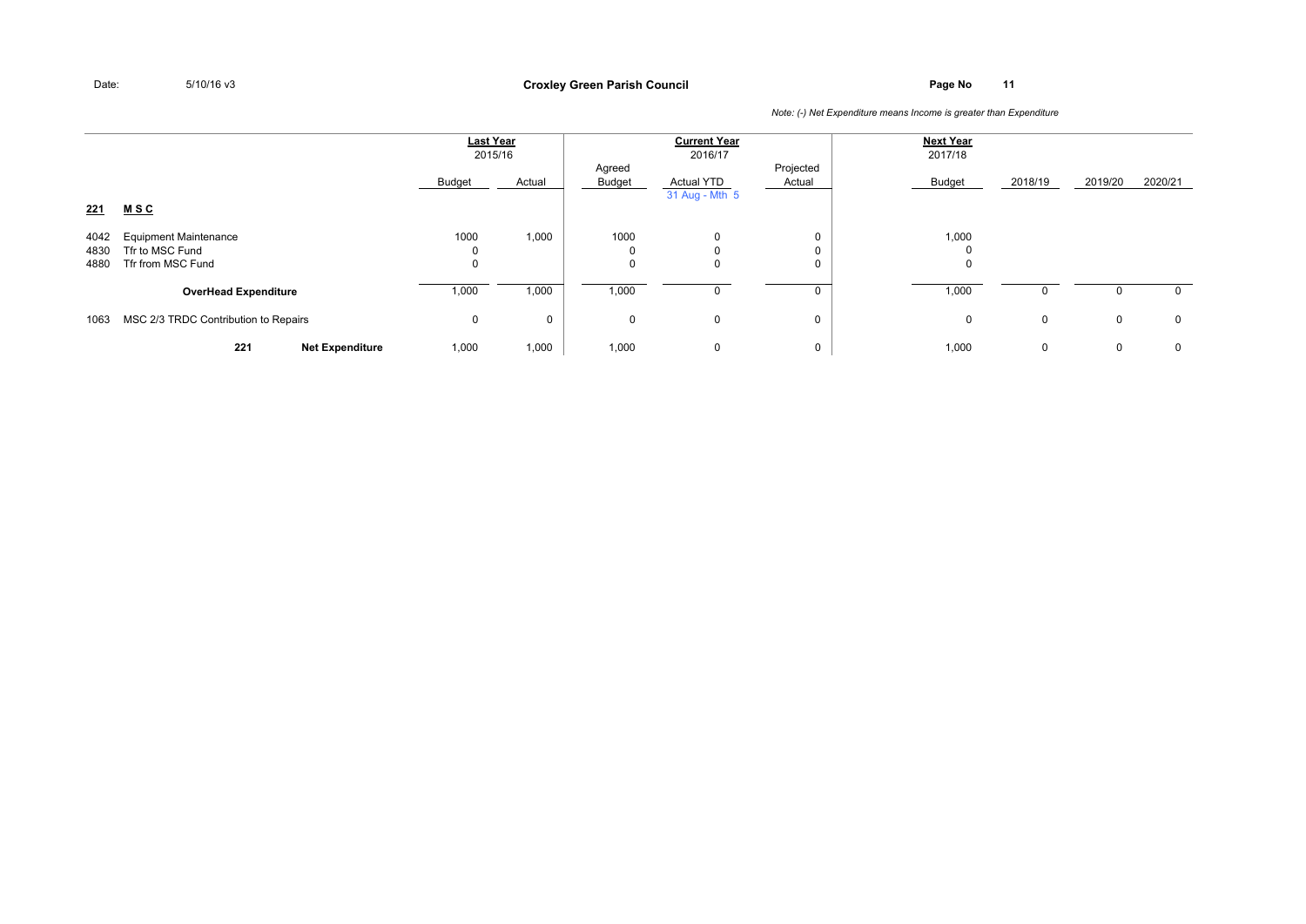*Note: (-) Net Expenditure means Income is greater than Expenditure*

| | | Last Year 2015/16 | | Current Year 2016/17 | | | Next Year 2017/18 | | | |
|---|---|---|---|---|---|---|---|---|---|---|
| | | Budget | Actual | Agreed Budget | Actual YTD 31 Aug - Mth 5 | Projected Actual | Budget | 2018/19 | 2019/20 | 2020/21 |
| **221** | **M S C** | | | | | | | | | |
| 4042 | Equipment Maintenance | 1000 | 1,000 | 1000 | 0 | 0 | 1,000 | | | |
| 4830 | Tfr to MSC Fund | 0 | | 0 | 0 | 0 | 0 | | | |
| 4880 | Tfr from MSC Fund | 0 | | 0 | 0 | 0 | 0 | | | |
| | **OverHead Expenditure** | 1,000 | 1,000 | 1,000 | 0 | 0 | 1,000 | 0 | 0 | 0 |
| 1063 | MSC 2/3 TRDC Contribution to Repairs | 0 | 0 | 0 | 0 | 0 | 0 | 0 | 0 | 0 |
| **221** | **Net Expenditure** | 1,000 | 1,000 | 1,000 | 0 | 0 | 1,000 | 0 | 0 | 0 |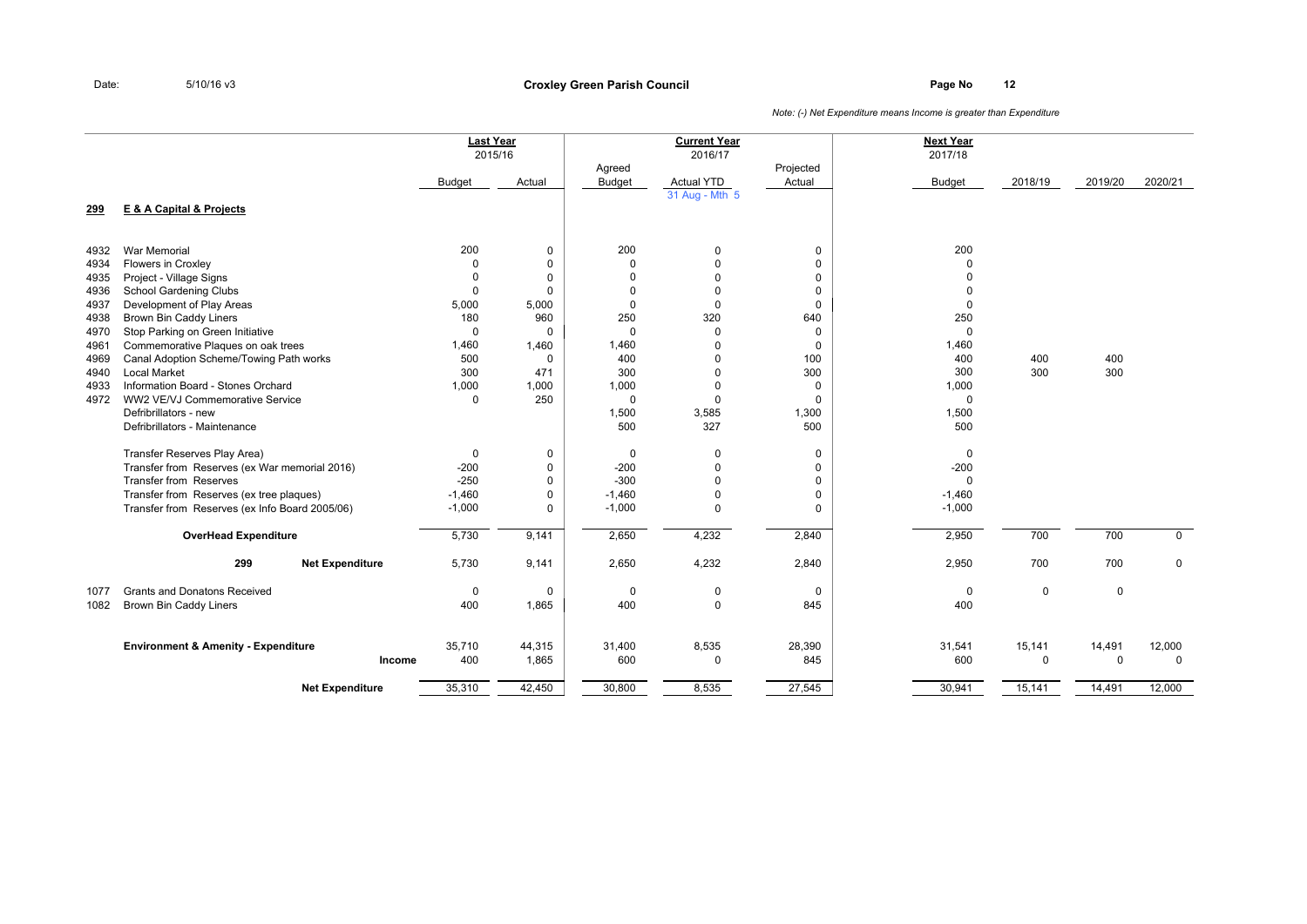Date: 5/10/16 v3

# Croxley Green Parish Council

*Note: (-) Net Expenditure means Income is greater than Expenditure*

| | | Last Year 2015/16 | | Current Year 2016/17 | | | Next Year 2017/18 | | | |
|---|---|---|---|---|---|---|---|---|---|---|
| | | Budget | Actual | Agreed Budget | Actual YTD 31 Aug - Mth 5 | Projected Actual | Budget | 2018/19 | 2019/20 | 2020/21 |
| **299** | **E & A Capital & Projects** | | | | | | | | | |
| 4932 | War Memorial | 200 | 0 | 200 | 0 | 0 | 200 | | | |
| 4934 | Flowers in Croxley | 0 | 0 | 0 | 0 | 0 | 0 | | | |
| 4935 | Project - Village Signs | 0 | 0 | 0 | 0 | 0 | 0 | | | |
| 4936 | School Gardening Clubs | 0 | 0 | 0 | 0 | 0 | 0 | | | |
| 4937 | Development of Play Areas | 5,000 | 5,000 | 0 | 0 | 0 | 0 | | | |
| 4938 | Brown Bin Caddy Liners | 180 | 960 | 250 | 320 | 640 | 250 | | | |
| 4970 | Stop Parking on Green Initiative | 0 | 0 | 0 | 0 | 0 | 0 | | | |
| 4961 | Commemorative Plaques on oak trees | 1,460 | 1,460 | 1,460 | 0 | 0 | 1,460 | | | |
| 4969 | Canal Adoption Scheme/Towing Path works | 500 | 0 | 400 | 0 | 100 | 400 | 400 | 400 | |
| 4940 | Local Market | 300 | 471 | 300 | 0 | 300 | 300 | 300 | 300 | |
| 4933 | Information Board - Stones Orchard | 1,000 | 1,000 | 1,000 | 0 | 0 | 1,000 | | | |
| 4972 | WW2 VE/VJ Commemorative Service | 0 | 250 | 0 | 0 | 0 | 0 | | | |
| | Defribrillators - new | | | 1,500 | 3,585 | 1,300 | 1,500 | | | |
| | Defribrillators - Maintenance | | | 500 | 327 | 500 | 500 | | | |
| | Transfer Reserves Play Area) | 0 | 0 | 0 | 0 | 0 | 0 | | | |
| | Transfer from Reserves (ex War memorial 2016) | -200 | 0 | -200 | 0 | 0 | -200 | | | |
| | Transfer from Reserves | -250 | 0 | -300 | 0 | 0 | 0 | | | |
| | Transfer from Reserves (ex tree plaques) | -1,460 | 0 | -1,460 | 0 | 0 | -1,460 | | | |
| | Transfer from Reserves (ex Info Board 2005/06) | -1,000 | 0 | -1,000 | 0 | 0 | -1,000 | | | |
| | **OverHead Expenditure** | 5,730 | 9,141 | 2,650 | 4,232 | 2,840 | 2,950 | 700 | 700 | 0 |
| | **299 Net Expenditure** | 5,730 | 9,141 | 2,650 | 4,232 | 2,840 | 2,950 | 700 | 700 | 0 |
| 1077 | Grants and Donatons Received | 0 | 0 | 0 | 0 | 0 | 0 | 0 | 0 | |
| 1082 | Brown Bin Caddy Liners | 400 | 1,865 | 400 | 0 | 845 | 400 | | | |
| | **Environment & Amenity - Expenditure** | 35,710 | 44,315 | 31,400 | 8,535 | 28,390 | 31,541 | 15,141 | 14,491 | 12,000 |
| | **Income** | 400 | 1,865 | 600 | 0 | 845 | 600 | 0 | 0 | 0 |
| | **Net Expenditure** | 35,310 | 42,450 | 30,800 | 8,535 | 27,545 | 30,941 | 15,141 | 14,491 | 12,000 |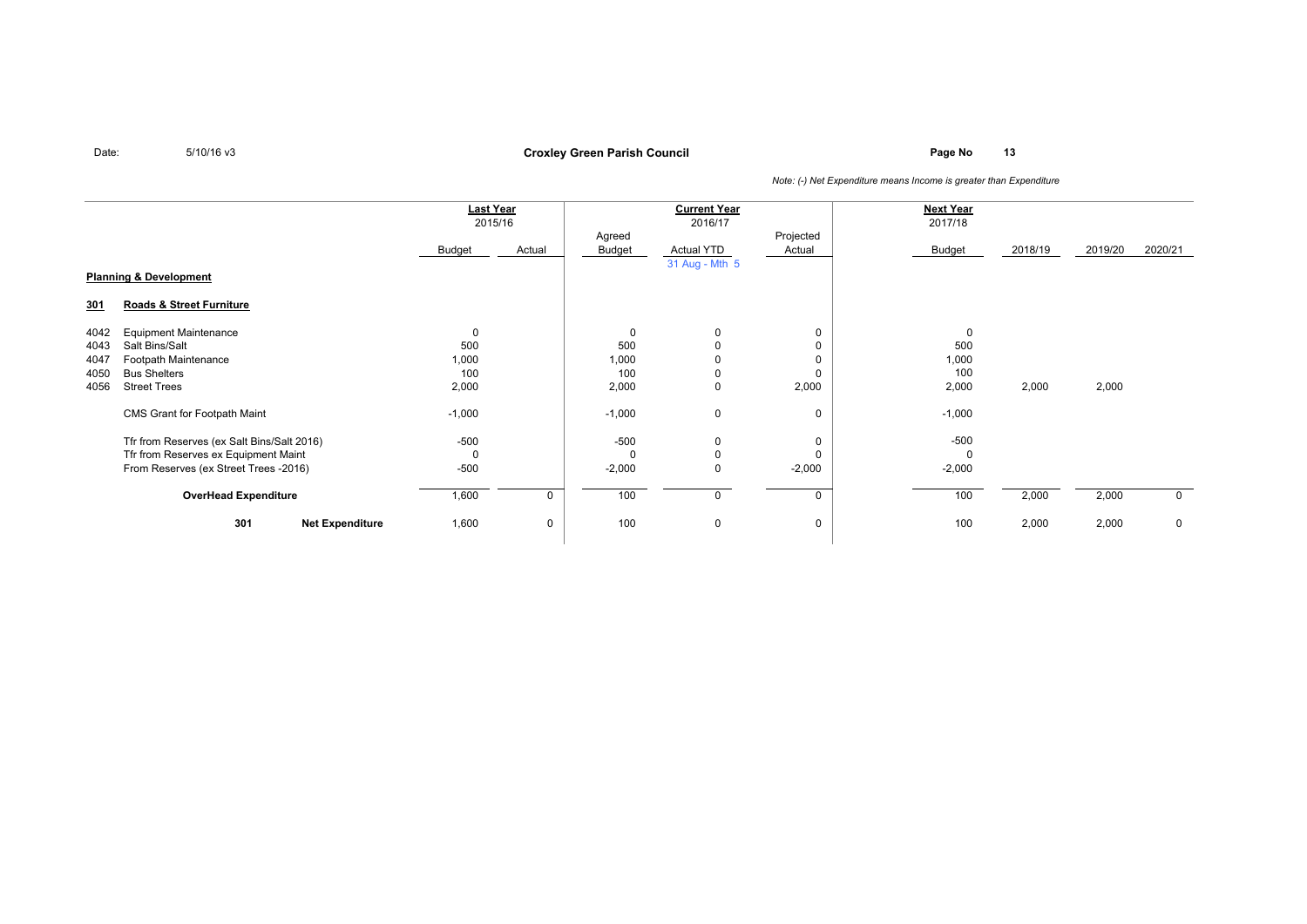Date: 5/10/16 v3

**Croxley Green Parish Council**

Page No 13

*Note: (-) Net Expenditure means Income is greater than Expenditure*

| | | Last Year 2015/16 | | Current Year 2016/17 | | | Next Year 2017/18 | | | |
|---|---|---|---|---|---|---|---|---|---|---|
| | | Budget | Actual | Agreed Budget | Actual YTD 31 Aug - Mth 5 | Projected Actual | Budget | 2018/19 | 2019/20 | 2020/21 |
| **Planning & Development** | | | | | | | | | | |
| **301** | **Roads & Street Furniture** | | | | | | | | | |
| 4042 | Equipment Maintenance | 0 | | 0 | 0 | 0 | 0 | | | |
| 4043 | Salt Bins/Salt | 500 | | 500 | 0 | 0 | 500 | | | |
| 4047 | Footpath Maintenance | 1,000 | | 1,000 | 0 | 0 | 1,000 | | | |
| 4050 | Bus Shelters | 100 | | 100 | 0 | 0 | 100 | | | |
| 4056 | Street Trees | 2,000 | | 2,000 | 0 | 2,000 | 2,000 | 2,000 | 2,000 | |
| | CMS Grant for Footpath Maint | -1,000 | | -1,000 | 0 | 0 | -1,000 | | | |
| | Tfr from Reserves (ex Salt Bins/Salt 2016) | -500 | | -500 | 0 | 0 | -500 | | | |
| | Tfr from Reserves ex Equipment Maint | 0 | | 0 | 0 | 0 | 0 | | | |
| | From Reserves (ex Street Trees -2016) | -500 | | -2,000 | 0 | -2,000 | -2,000 | | | |
| | **OverHead Expenditure** | 1,600 | 0 | 100 | 0 | 0 | 100 | 2,000 | 2,000 | 0 |
| | **301 Net Expenditure** | 1,600 | 0 | 100 | 0 | 0 | 100 | 2,000 | 2,000 | 0 |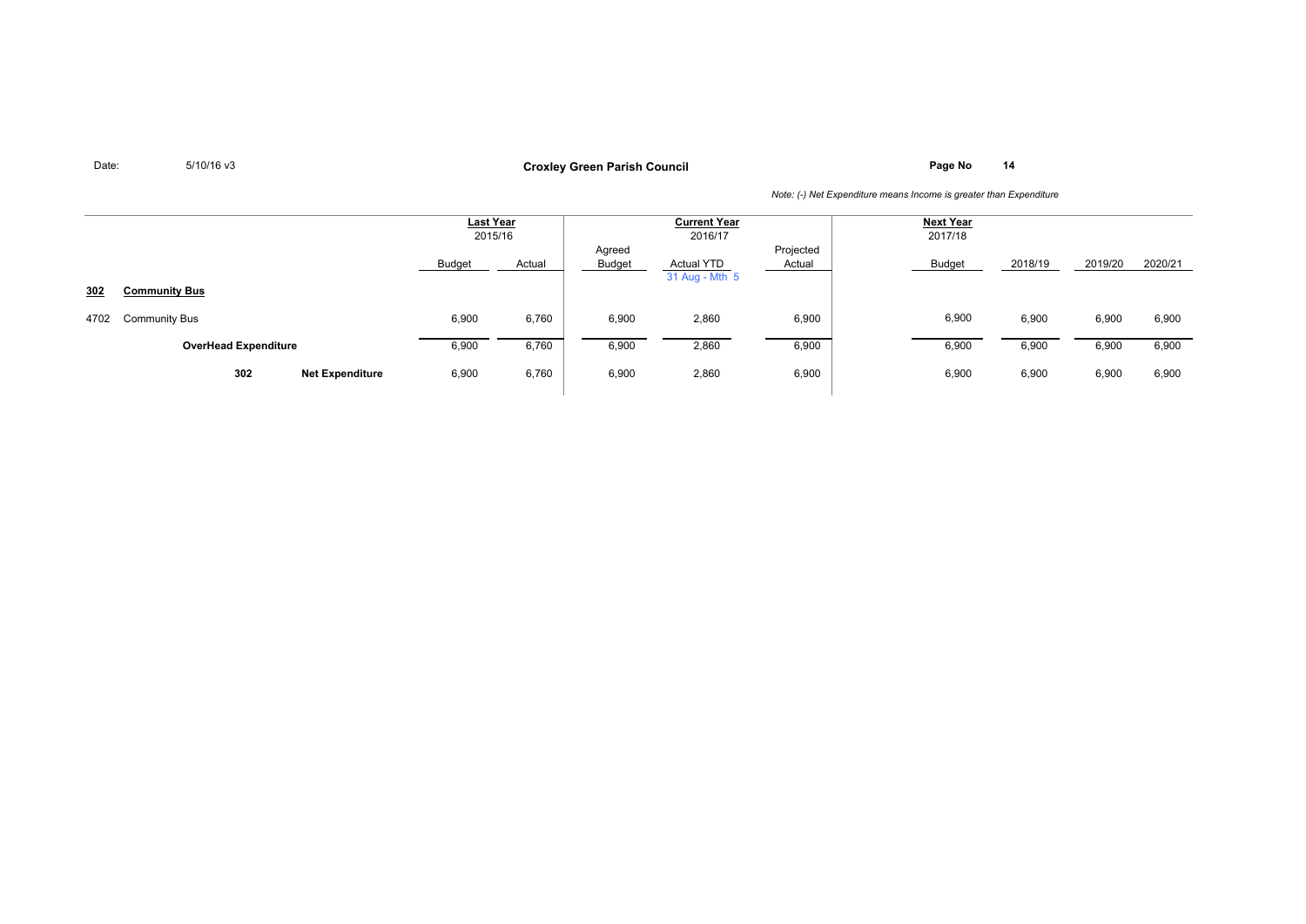Date: 5/10/16 v3

**Croxley Green Parish Council**

*Note: (-) Net Expenditure means Income is greater than Expenditure*

| | | Last Year 2015/16 | | Current Year 2016/17 | | | Next Year 2017/18 | | | |
|---|---|---|---|---|---|---|---|---|---|---|
| | | Budget | Actual | Agreed Budget | Actual YTD 31 Aug - Mth 5 | Projected Actual | Budget | 2018/19 | 2019/20 | 2020/21 |
| **302** | **Community Bus** | | | | | | | | | |
| 4702 | Community Bus | 6,900 | 6,760 | 6,900 | 2,860 | 6,900 | 6,900 | 6,900 | 6,900 | 6,900 |
| | **OverHead Expenditure** | 6,900 | 6,760 | 6,900 | 2,860 | 6,900 | 6,900 | 6,900 | 6,900 | 6,900 |
| **302** | **Net Expenditure** | 6,900 | 6,760 | 6,900 | 2,860 | 6,900 | 6,900 | 6,900 | 6,900 | 6,900 |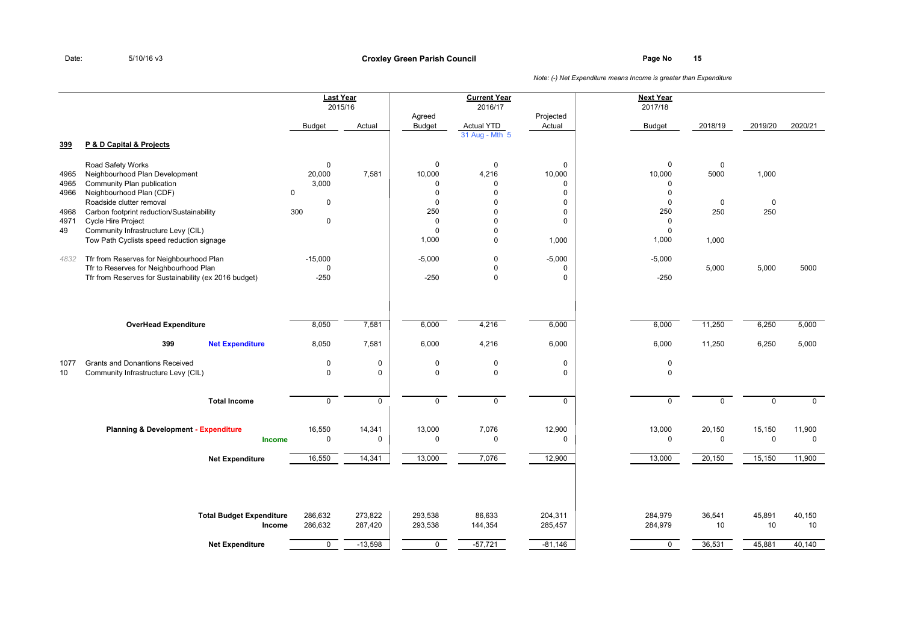Date: 5/10/16 v3

**Croxley Green Parish Council**

*Note: (-) Net Expenditure means Income is greater than Expenditure*

| | | Last Year 2015/16 | | Current Year 2016/17 | | | Next Year 2017/18 | | | |
|---|---|---|---|---|---|---|---|---|---|---|
| | | Budget | Actual | Agreed Budget | Actual YTD 31 Aug - Mth 5 | Projected Actual | Budget | 2018/19 | 2019/20 | 2020/21 |
| **399** | **P & D Capital & Projects** | | | | | | | | | |
| | Road Safety Works | 0 | | 0 | 0 | 0 | 0 | 0 | | |
| 4965 | Neighbourhood Plan Development | 20,000 | 7,581 | 10,000 | 4,216 | 10,000 | 10,000 | 5000 | 1,000 | |
| 4965 | Community Plan publication | 3,000 | | 0 | 0 | 0 | 0 | | | |
| 4966 | Neighbourhood Plan (CDF) | 0 | | 0 | 0 | 0 | 0 | | | |
| | Roadside clutter removal | 0 | | 0 | 0 | 0 | 0 | 0 | 0 | |
| 4968 | Carbon footprint reduction/Sustainability | 300 | | 250 | 0 | 0 | 250 | 250 | 250 | |
| 4971 | Cycle Hire Project | 0 | | 0 | 0 | 0 | 0 | | | |
| 49 | Community Infrastructure Levy (CIL) | | | 0 | 0 | | 0 | | | |
| | Tow Path Cyclists speed reduction signage | | | 1,000 | 0 | 1,000 | 1,000 | 1,000 | | |
| 4832 | Tfr from Reserves for Neighbourhood Plan | -15,000 | | -5,000 | 0 | -5,000 | -5,000 | | | |
| | Tfr to Reserves for Neighbourhood Plan | 0 | | | 0 | 0 | | 5,000 | 5,000 | 5000 |
| | Tfr from Reserves for Sustainability (ex 2016 budget) | -250 | | -250 | 0 | 0 | -250 | | | |
| | **OverHead Expenditure** | 8,050 | 7,581 | 6,000 | 4,216 | 6,000 | 6,000 | 11,250 | 6,250 | 5,000 |
| | **399 Net Expenditure** | 8,050 | 7,581 | 6,000 | 4,216 | 6,000 | 6,000 | 11,250 | 6,250 | 5,000 |
| 1077 | Grants and Donantions Received | 0 | 0 | 0 | 0 | 0 | 0 | | | |
| 10 | Community Infrastructure Levy (CIL) | 0 | 0 | 0 | 0 | 0 | 0 | | | |
| | **Total Income** | 0 | 0 | 0 | 0 | 0 | 0 | 0 | 0 | 0 |
| | **Planning & Development - Expenditure** | 16,550 | 14,341 | 13,000 | 7,076 | 12,900 | 13,000 | 20,150 | 15,150 | 11,900 |
| | **Income** | 0 | 0 | 0 | 0 | 0 | 0 | 0 | 0 | 0 |
| | **Net Expenditure** | 16,550 | 14,341 | 13,000 | 7,076 | 12,900 | 13,000 | 20,150 | 15,150 | 11,900 |
| | **Total Budget Expenditure** | 286,632 | 273,822 | 293,538 | 86,633 | 204,311 | 284,979 | 36,541 | 45,891 | 40,150 |
| | **Income** | 286,632 | 287,420 | 293,538 | 144,354 | 285,457 | 284,979 | 10 | 10 | 10 |
| | **Net Expenditure** | 0 | -13,598 | 0 | -57,721 | -81,146 | 0 | 36,531 | 45,881 | 40,140 |